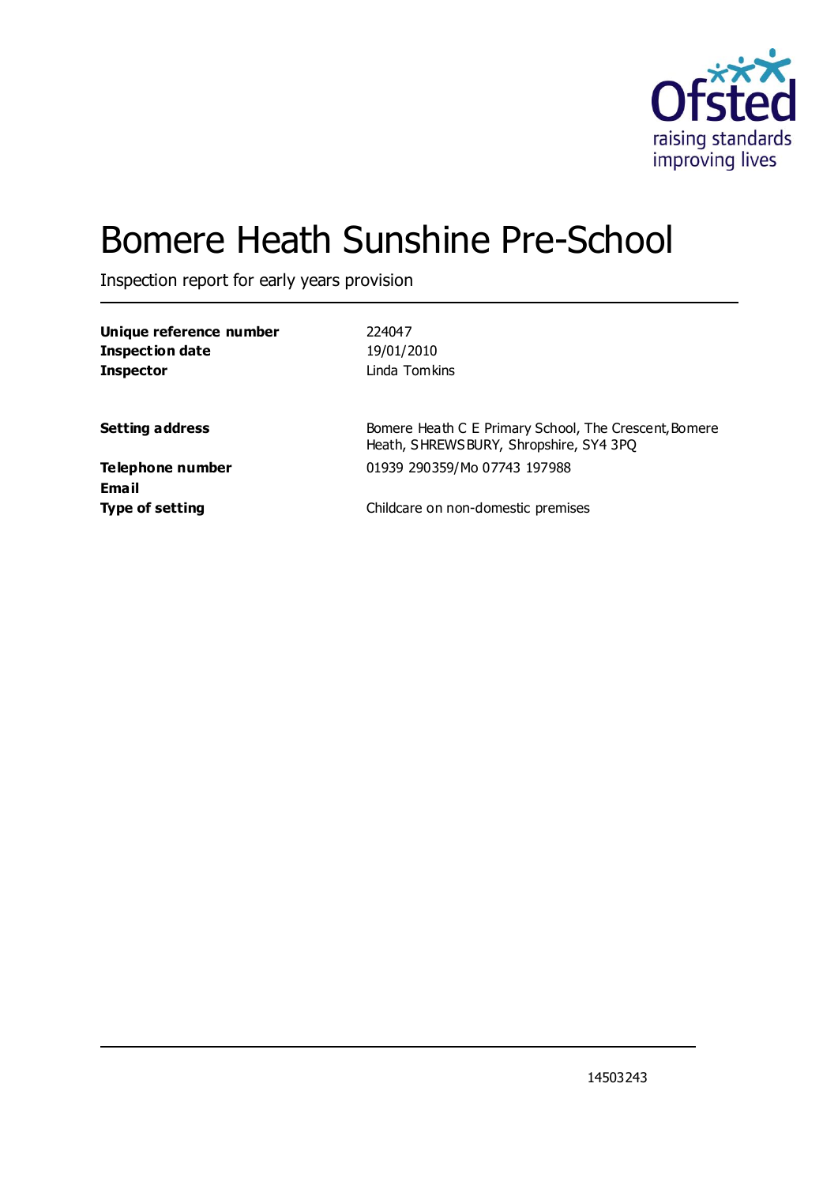Ofsted

raising standards
improving lives

# Bomere Heath Sunshine Pre-School

Inspection report for early years provision

| | |
|---|---|
| **Unique reference number** | 224047 |
| **Inspection date** | 19/01/2010 |
| **Inspector** | Linda Tomkins |
| | |
| **Setting address** | Bomere Heath C E Primary School, The Crescent, Bomere Heath, SHREWSBURY, Shropshire, SY4 3PQ |
| **Telephone number** | 01939 290359/Mo 07743 197988 |
| **Email** | |
| **Type of setting** | Childcare on non-domestic premises |

14503243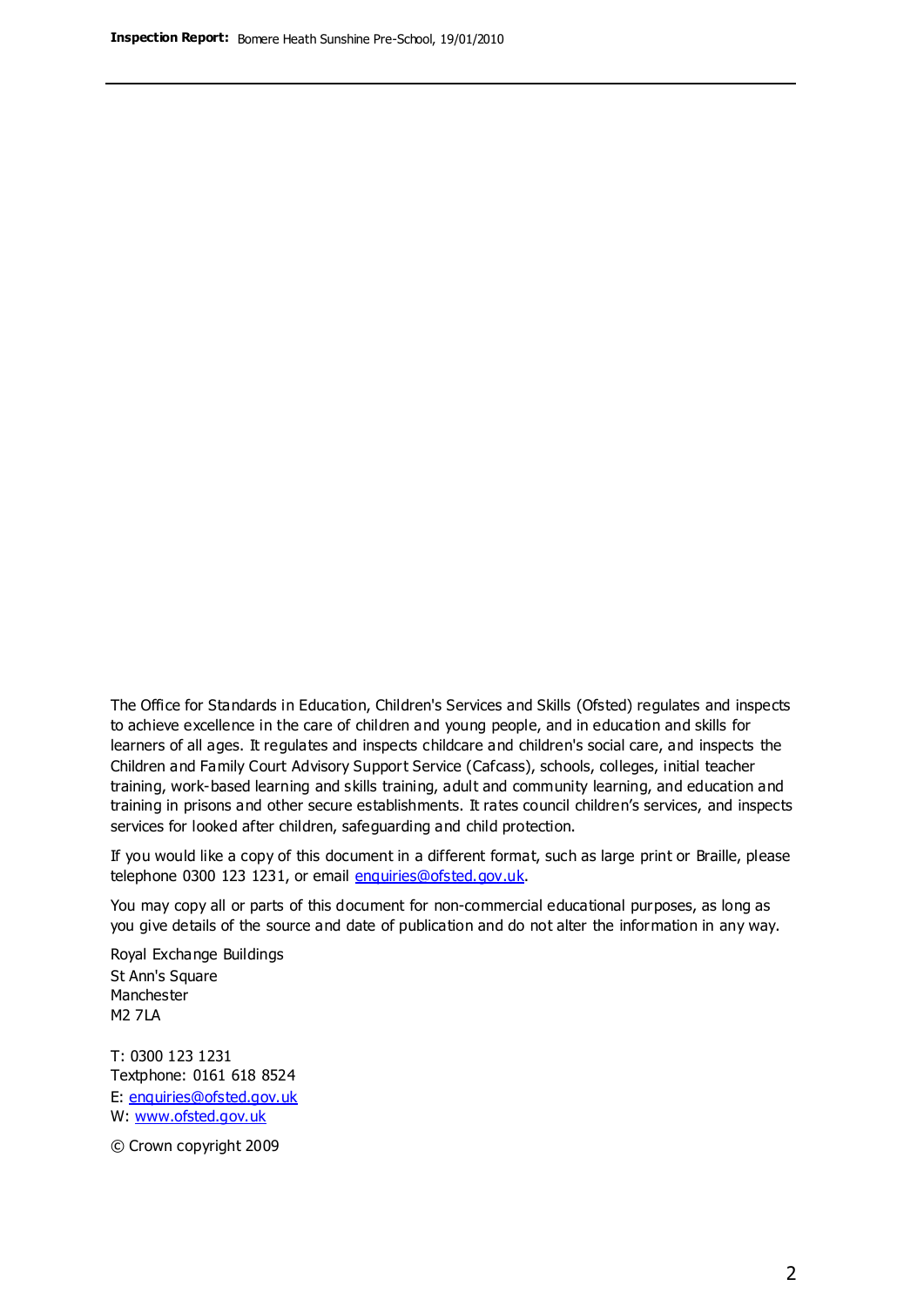The Office for Standards in Education, Children's Services and Skills (Ofsted) regulates and inspects to achieve excellence in the care of children and young people, and in education and skills for learners of all ages. It regulates and inspects childcare and children's social care, and inspects the Children and Family Court Advisory Support Service (Cafcass), schools, colleges, initial teacher training, work-based learning and skills training, adult and community learning, and education and training in prisons and other secure establishments. It rates council children's services, and inspects services for looked after children, safeguarding and child protection.

If you would like a copy of this document in a different format, such as large print or Braille, please telephone 0300 123 1231, or email enquiries@ofsted.gov.uk.

You may copy all or parts of this document for non-commercial educational purposes, as long as you give details of the source and date of publication and do not alter the information in any way.

Royal Exchange Buildings
St Ann's Square
Manchester
M2 7LA

T: 0300 123 1231
Textphone: 0161 618 8524
E: enquiries@ofsted.gov.uk
W: www.ofsted.gov.uk

© Crown copyright 2009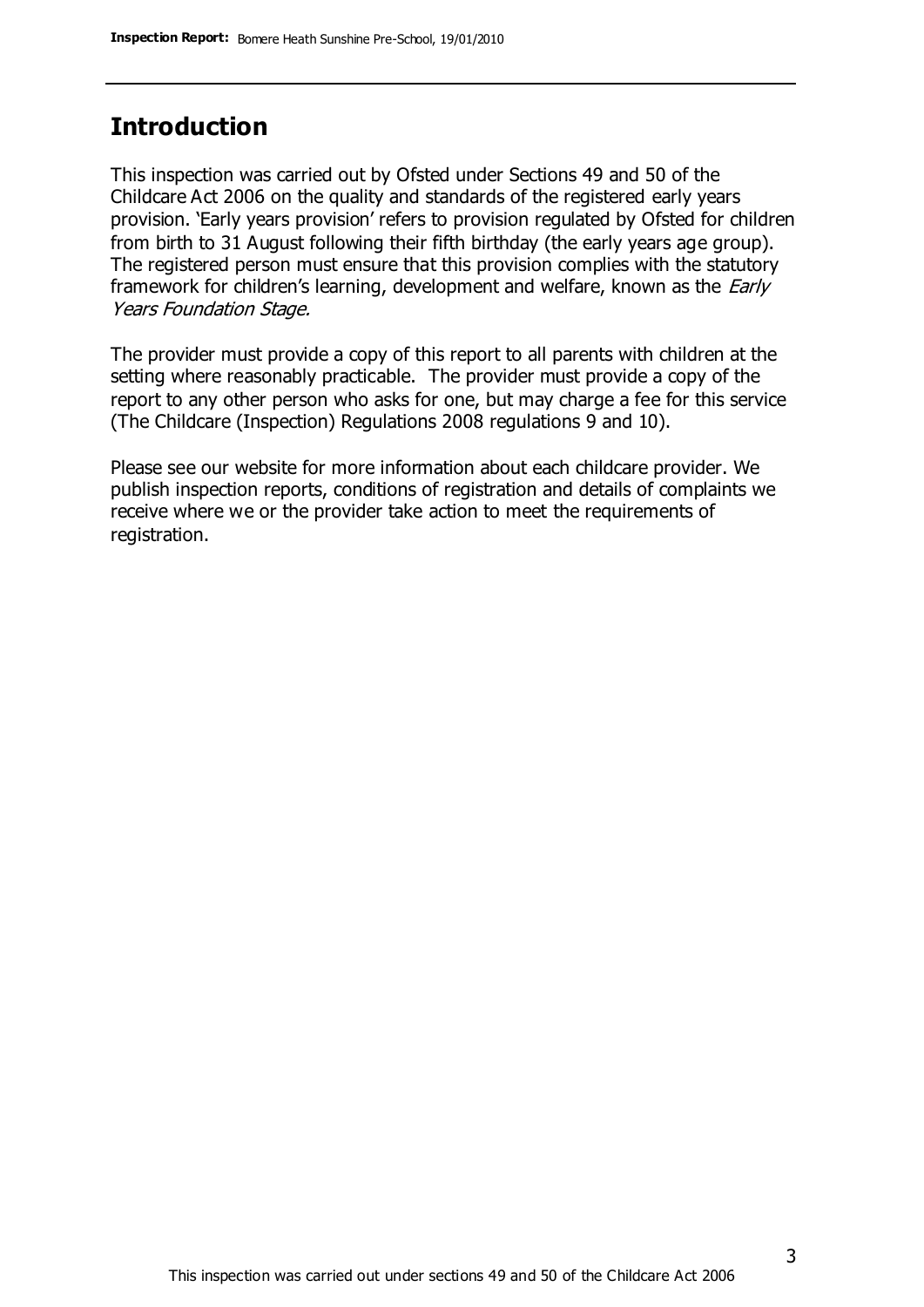## Introduction

This inspection was carried out by Ofsted under Sections 49 and 50 of the Childcare Act 2006 on the quality and standards of the registered early years provision. 'Early years provision' refers to provision regulated by Ofsted for children from birth to 31 August following their fifth birthday (the early years age group). The registered person must ensure that this provision complies with the statutory framework for children's learning, development and welfare, known as the *Early Years Foundation Stage.*

The provider must provide a copy of this report to all parents with children at the setting where reasonably practicable. The provider must provide a copy of the report to any other person who asks for one, but may charge a fee for this service (The Childcare (Inspection) Regulations 2008 regulations 9 and 10).

Please see our website for more information about each childcare provider. We publish inspection reports, conditions of registration and details of complaints we receive where we or the provider take action to meet the requirements of registration.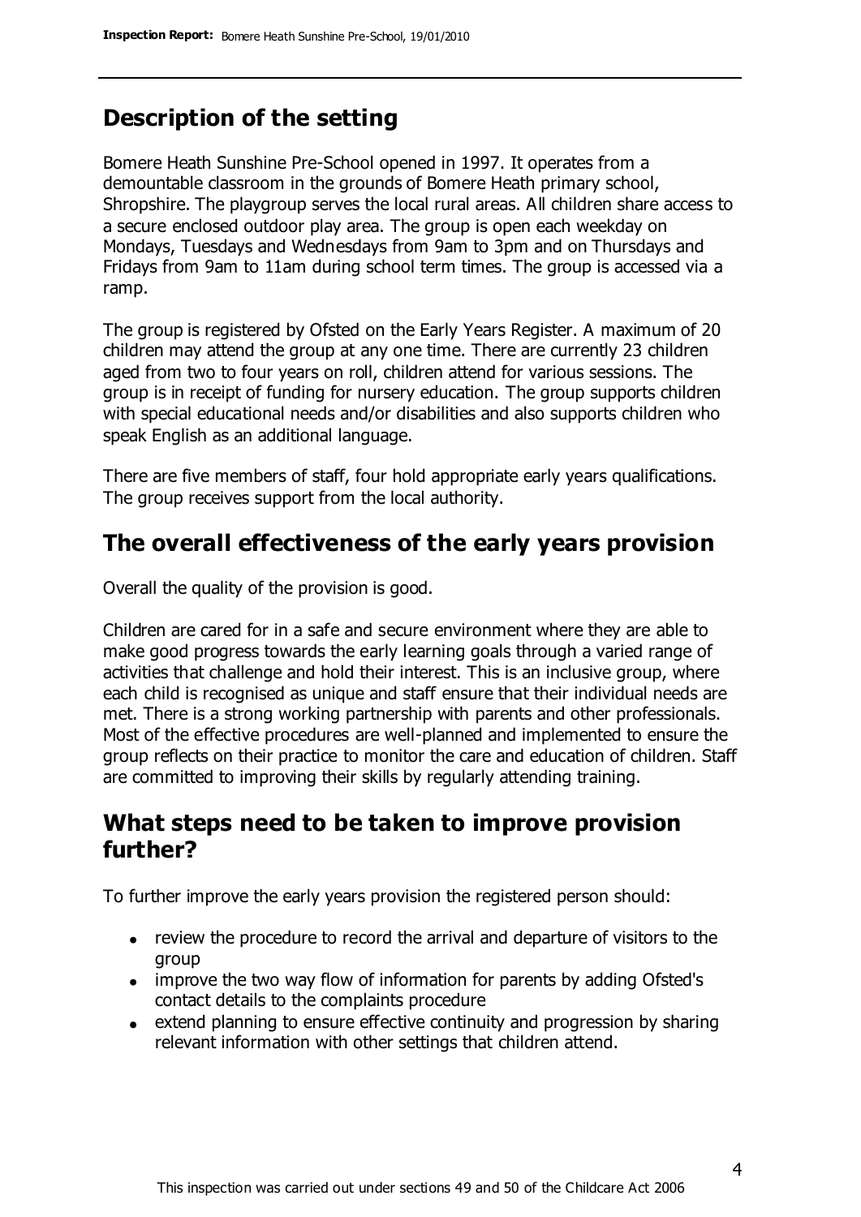## Description of the setting

Bomere Heath Sunshine Pre-School opened in 1997. It operates from a demountable classroom in the grounds of Bomere Heath primary school, Shropshire. The playgroup serves the local rural areas. All children share access to a secure enclosed outdoor play area. The group is open each weekday on Mondays, Tuesdays and Wednesdays from 9am to 3pm and on Thursdays and Fridays from 9am to 11am during school term times. The group is accessed via a ramp.

The group is registered by Ofsted on the Early Years Register. A maximum of 20 children may attend the group at any one time. There are currently 23 children aged from two to four years on roll, children attend for various sessions. The group is in receipt of funding for nursery education. The group supports children with special educational needs and/or disabilities and also supports children who speak English as an additional language.

There are five members of staff, four hold appropriate early years qualifications. The group receives support from the local authority.

## The overall effectiveness of the early years provision

Overall the quality of the provision is good.

Children are cared for in a safe and secure environment where they are able to make good progress towards the early learning goals through a varied range of activities that challenge and hold their interest. This is an inclusive group, where each child is recognised as unique and staff ensure that their individual needs are met. There is a strong working partnership with parents and other professionals. Most of the effective procedures are well-planned and implemented to ensure the group reflects on their practice to monitor the care and education of children. Staff are committed to improving their skills by regularly attending training.

## What steps need to be taken to improve provision further?

To further improve the early years provision the registered person should:

- review the procedure to record the arrival and departure of visitors to the group
- improve the two way flow of information for parents by adding Ofsted's contact details to the complaints procedure
- extend planning to ensure effective continuity and progression by sharing relevant information with other settings that children attend.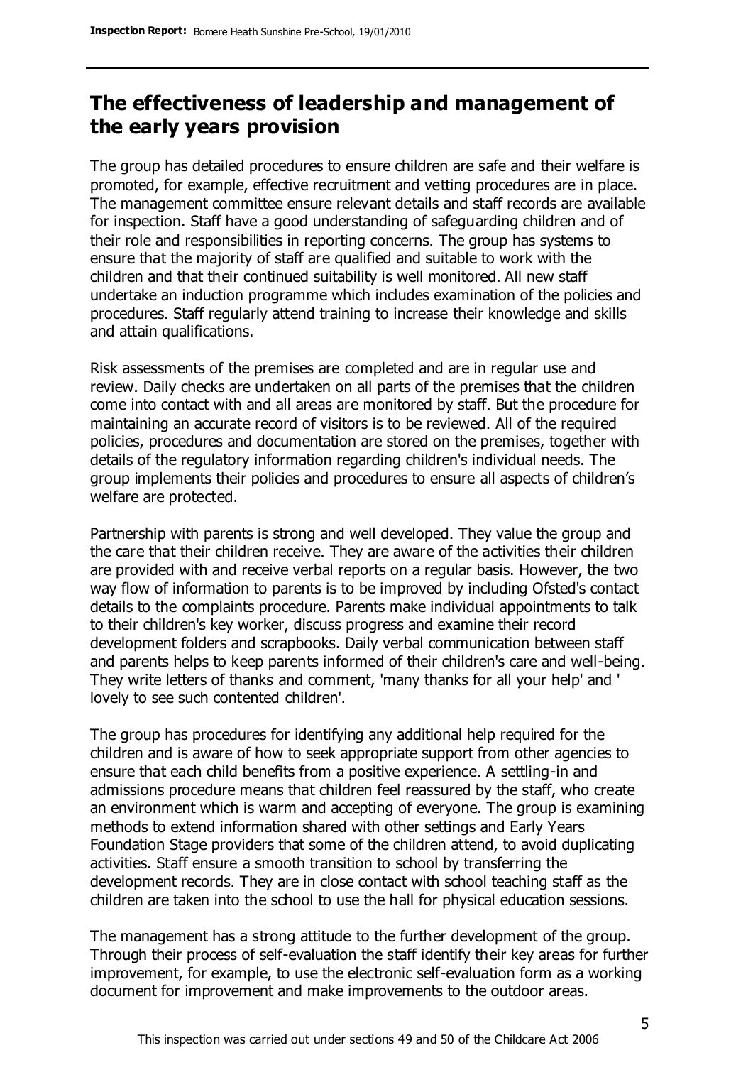## The effectiveness of leadership and management of the early years provision

The group has detailed procedures to ensure children are safe and their welfare is promoted, for example, effective recruitment and vetting procedures are in place. The management committee ensure relevant details and staff records are available for inspection. Staff have a good understanding of safeguarding children and of their role and responsibilities in reporting concerns. The group has systems to ensure that the majority of staff are qualified and suitable to work with the children and that their continued suitability is well monitored. All new staff undertake an induction programme which includes examination of the policies and procedures. Staff regularly attend training to increase their knowledge and skills and attain qualifications.

Risk assessments of the premises are completed and are in regular use and review. Daily checks are undertaken on all parts of the premises that the children come into contact with and all areas are monitored by staff. But the procedure for maintaining an accurate record of visitors is to be reviewed. All of the required policies, procedures and documentation are stored on the premises, together with details of the regulatory information regarding children's individual needs. The group implements their policies and procedures to ensure all aspects of children's welfare are protected.

Partnership with parents is strong and well developed. They value the group and the care that their children receive. They are aware of the activities their children are provided with and receive verbal reports on a regular basis. However, the two way flow of information to parents is to be improved by including Ofsted's contact details to the complaints procedure. Parents make individual appointments to talk to their children's key worker, discuss progress and examine their record development folders and scrapbooks. Daily verbal communication between staff and parents helps to keep parents informed of their children's care and well-being. They write letters of thanks and comment, 'many thanks for all your help' and ' lovely to see such contented children'.

The group has procedures for identifying any additional help required for the children and is aware of how to seek appropriate support from other agencies to ensure that each child benefits from a positive experience. A settling-in and admissions procedure means that children feel reassured by the staff, who create an environment which is warm and accepting of everyone. The group is examining methods to extend information shared with other settings and Early Years Foundation Stage providers that some of the children attend, to avoid duplicating activities. Staff ensure a smooth transition to school by transferring the development records. They are in close contact with school teaching staff as the children are taken into the school to use the hall for physical education sessions.

The management has a strong attitude to the further development of the group. Through their process of self-evaluation the staff identify their key areas for further improvement, for example, to use the electronic self-evaluation form as a working document for improvement and make improvements to the outdoor areas.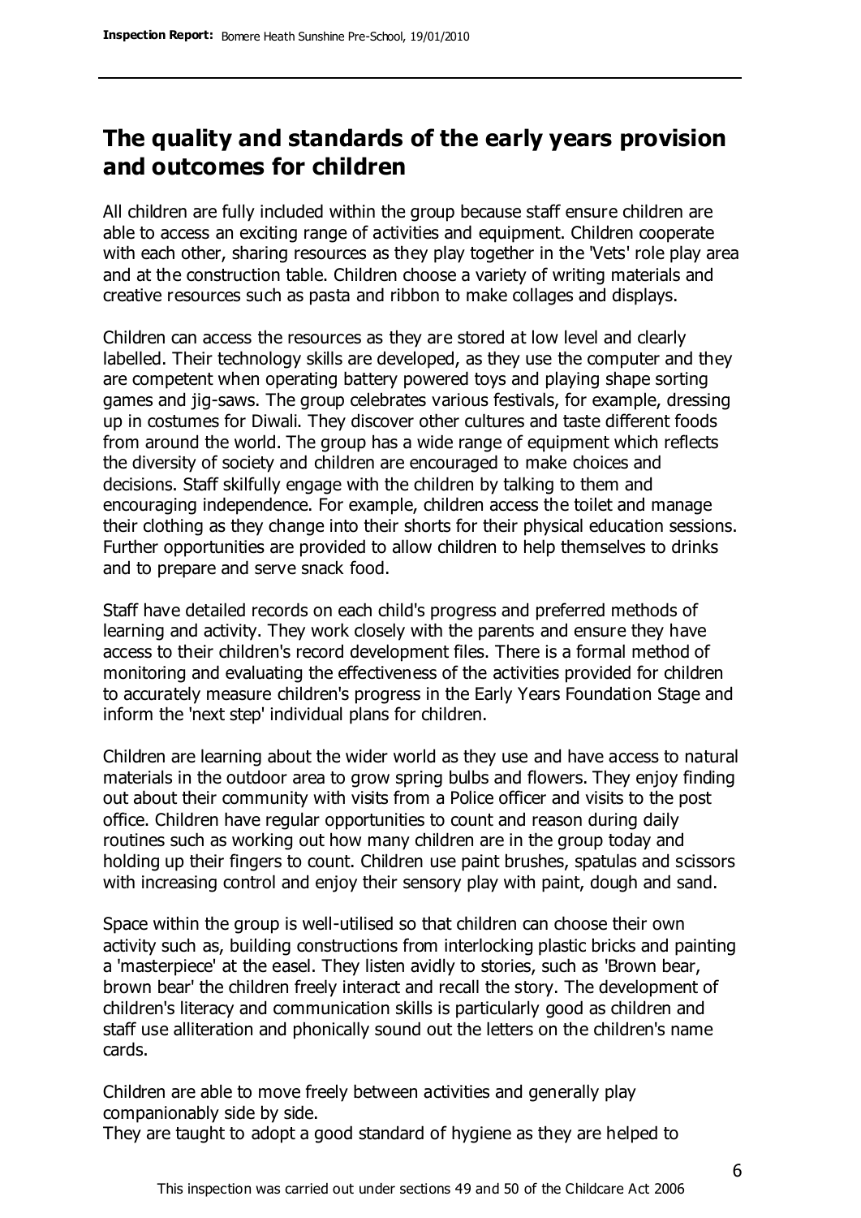## The quality and standards of the early years provision and outcomes for children

All children are fully included within the group because staff ensure children are able to access an exciting range of activities and equipment. Children cooperate with each other, sharing resources as they play together in the 'Vets' role play area and at the construction table. Children choose a variety of writing materials and creative resources such as pasta and ribbon to make collages and displays.

Children can access the resources as they are stored at low level and clearly labelled. Their technology skills are developed, as they use the computer and they are competent when operating battery powered toys and playing shape sorting games and jig-saws. The group celebrates various festivals, for example, dressing up in costumes for Diwali. They discover other cultures and taste different foods from around the world. The group has a wide range of equipment which reflects the diversity of society and children are encouraged to make choices and decisions. Staff skilfully engage with the children by talking to them and encouraging independence. For example, children access the toilet and manage their clothing as they change into their shorts for their physical education sessions. Further opportunities are provided to allow children to help themselves to drinks and to prepare and serve snack food.

Staff have detailed records on each child's progress and preferred methods of learning and activity. They work closely with the parents and ensure they have access to their children's record development files. There is a formal method of monitoring and evaluating the effectiveness of the activities provided for children to accurately measure children's progress in the Early Years Foundation Stage and inform the 'next step' individual plans for children.

Children are learning about the wider world as they use and have access to natural materials in the outdoor area to grow spring bulbs and flowers. They enjoy finding out about their community with visits from a Police officer and visits to the post office. Children have regular opportunities to count and reason during daily routines such as working out how many children are in the group today and holding up their fingers to count. Children use paint brushes, spatulas and scissors with increasing control and enjoy their sensory play with paint, dough and sand.

Space within the group is well-utilised so that children can choose their own activity such as, building constructions from interlocking plastic bricks and painting a 'masterpiece' at the easel. They listen avidly to stories, such as 'Brown bear, brown bear' the children freely interact and recall the story. The development of children's literacy and communication skills is particularly good as children and staff use alliteration and phonically sound out the letters on the children's name cards.

Children are able to move freely between activities and generally play companionably side by side.
They are taught to adopt a good standard of hygiene as they are helped to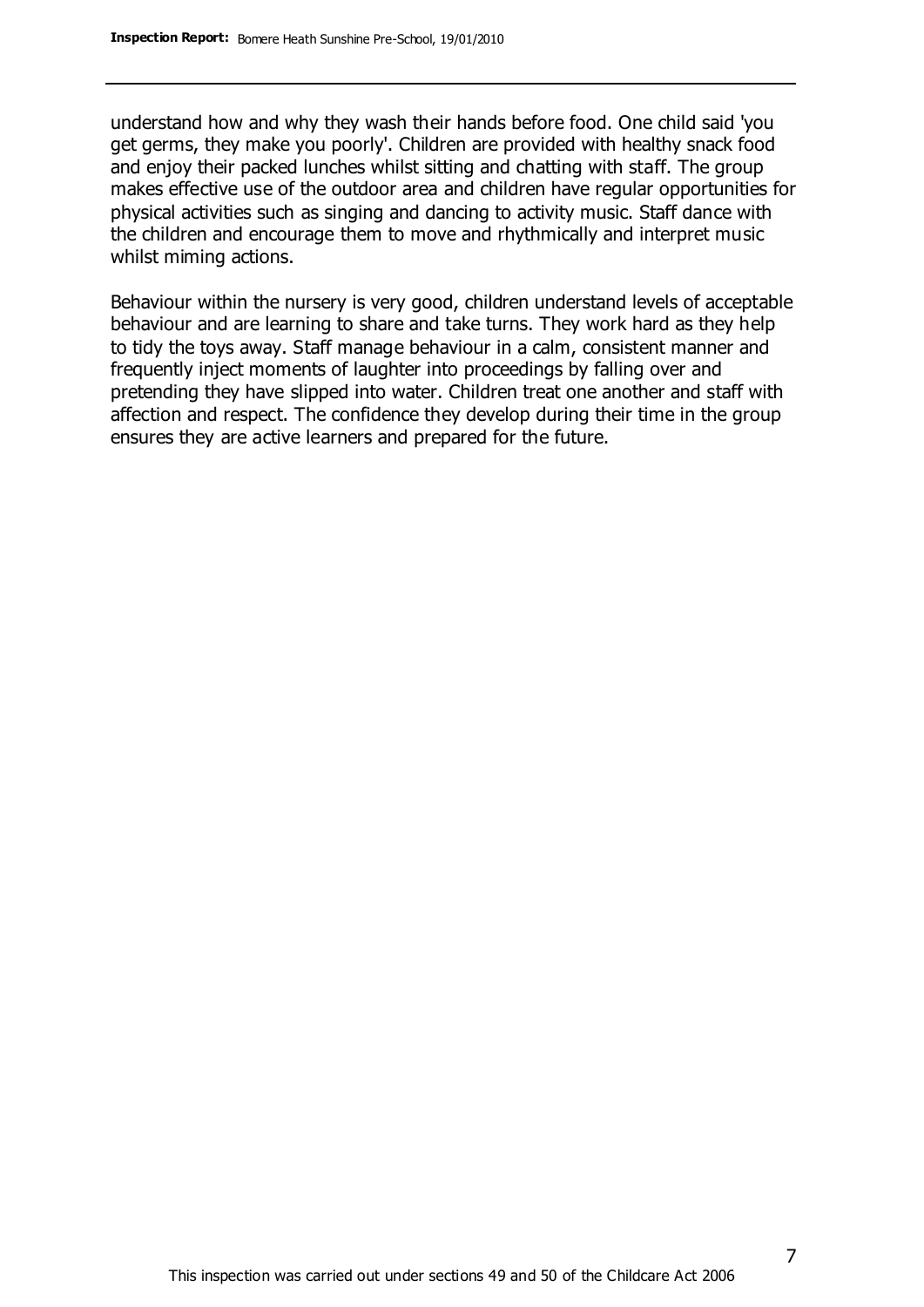understand how and why they wash their hands before food. One child said 'you get germs, they make you poorly'. Children are provided with healthy snack food and enjoy their packed lunches whilst sitting and chatting with staff. The group makes effective use of the outdoor area and children have regular opportunities for physical activities such as singing and dancing to activity music. Staff dance with the children and encourage them to move and rhythmically and interpret music whilst miming actions.

Behaviour within the nursery is very good, children understand levels of acceptable behaviour and are learning to share and take turns. They work hard as they help to tidy the toys away. Staff manage behaviour in a calm, consistent manner and frequently inject moments of laughter into proceedings by falling over and pretending they have slipped into water. Children treat one another and staff with affection and respect. The confidence they develop during their time in the group ensures they are active learners and prepared for the future.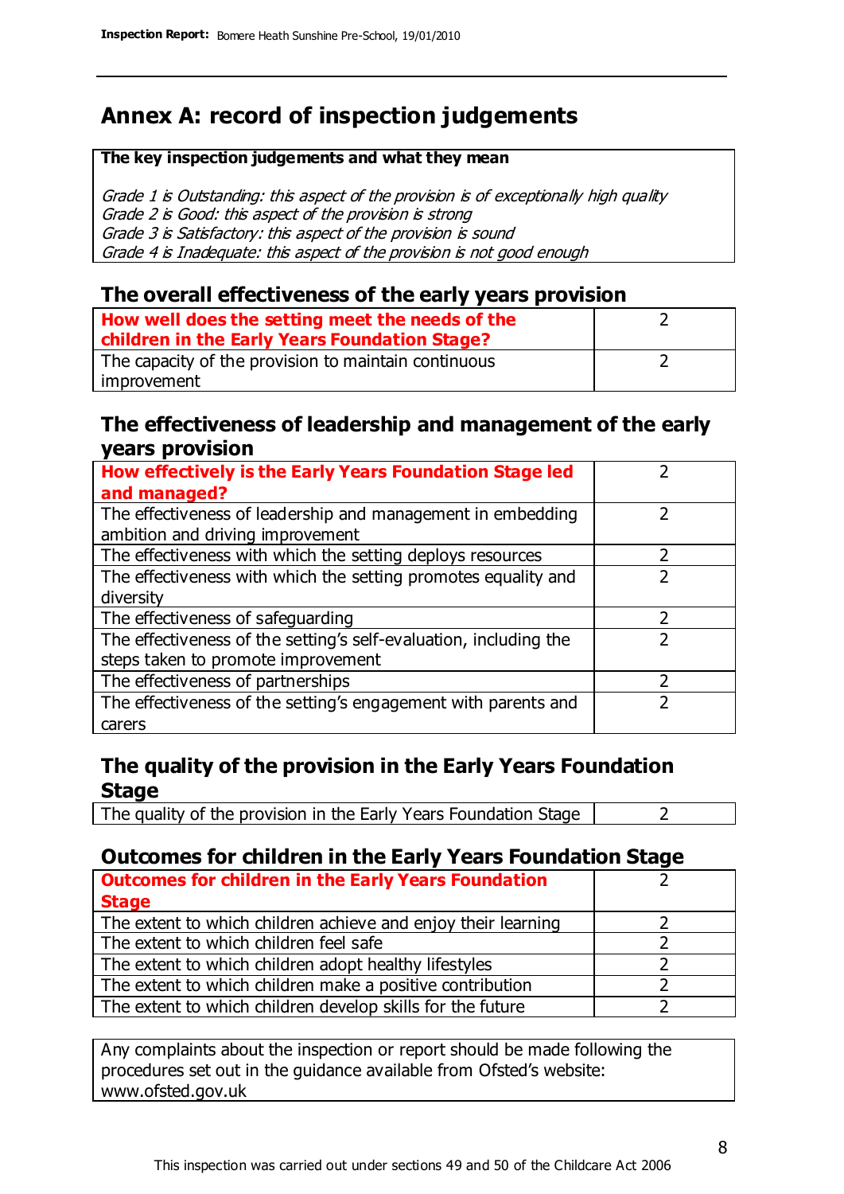# Annex A: record of inspection judgements

**The key inspection judgements and what they mean**

*Grade 1 is Outstanding: this aspect of the provision is of exceptionally high quality*
*Grade 2 is Good: this aspect of the provision is strong*
*Grade 3 is Satisfactory: this aspect of the provision is sound*
*Grade 4 is Inadequate: this aspect of the provision is not good enough*

## The overall effectiveness of the early years provision

| | |
|---|---|
| **How well does the setting meet the needs of the children in the Early Years Foundation Stage?** | 2 |
| The capacity of the provision to maintain continuous improvement | 2 |

## The effectiveness of leadership and management of the early years provision

| | |
|---|---|
| **How effectively is the Early Years Foundation Stage led and managed?** | 2 |
| The effectiveness of leadership and management in embedding ambition and driving improvement | 2 |
| The effectiveness with which the setting deploys resources | 2 |
| The effectiveness with which the setting promotes equality and diversity | 2 |
| The effectiveness of safeguarding | 2 |
| The effectiveness of the setting's self-evaluation, including the steps taken to promote improvement | 2 |
| The effectiveness of partnerships | 2 |
| The effectiveness of the setting's engagement with parents and carers | 2 |

## The quality of the provision in the Early Years Foundation Stage

| | |
|---|---|
| The quality of the provision in the Early Years Foundation Stage | 2 |

## Outcomes for children in the Early Years Foundation Stage

| | |
|---|---|
| **Outcomes for children in the Early Years Foundation Stage** | 2 |
| The extent to which children achieve and enjoy their learning | 2 |
| The extent to which children feel safe | 2 |
| The extent to which children adopt healthy lifestyles | 2 |
| The extent to which children make a positive contribution | 2 |
| The extent to which children develop skills for the future | 2 |

Any complaints about the inspection or report should be made following the procedures set out in the guidance available from Ofsted's website: www.ofsted.gov.uk

This inspection was carried out under sections 49 and 50 of the Childcare Act 2006